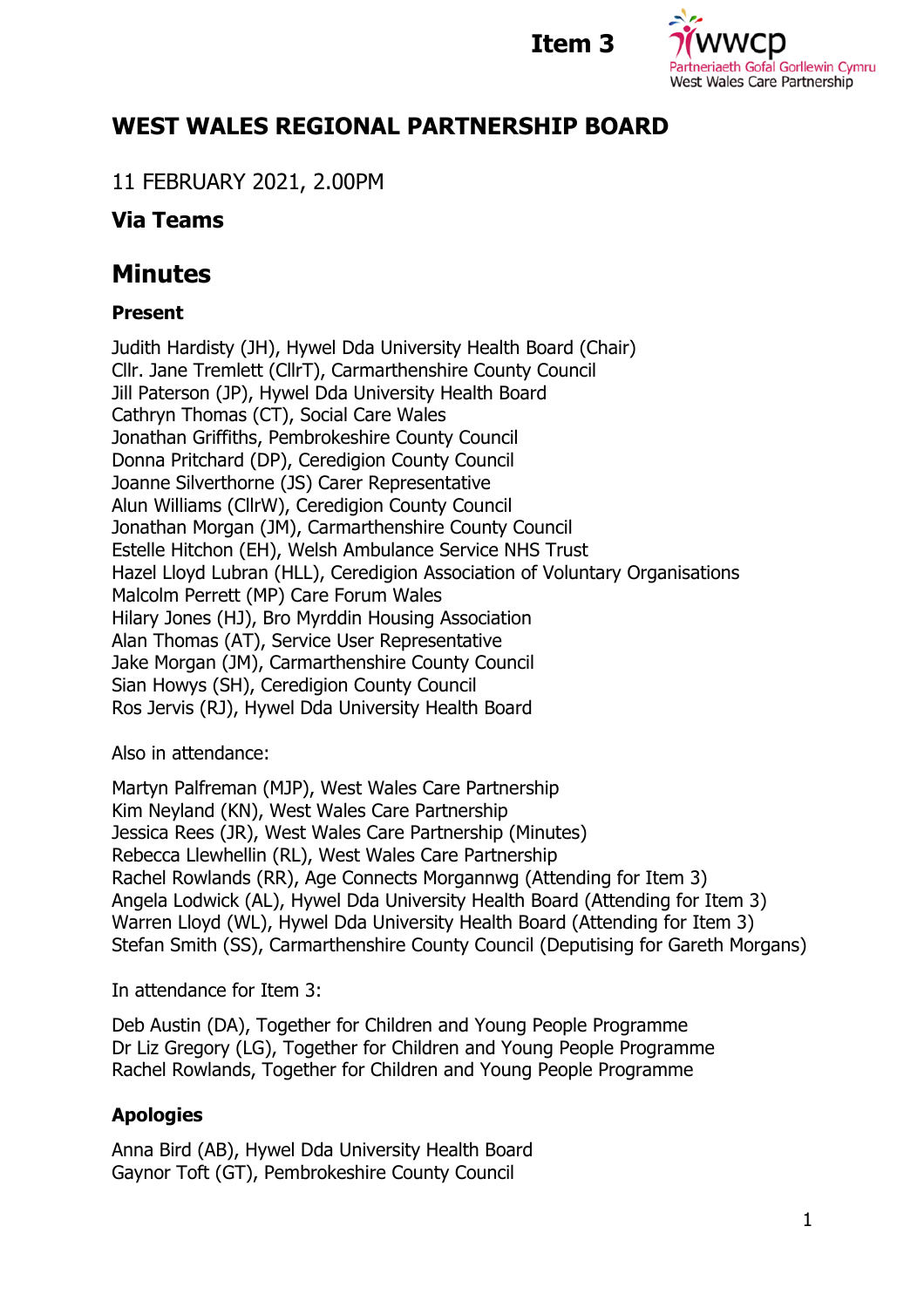Item 3

# WEST WALES REGIONAL PARTNERSHIP BOARD

11 FEBRUARY 2021, 2.00PM

**Via Teams**

## Minutes

**Present**

Judith Hardisty (JH), Hywel Dda University Health Board (Chair)
Cllr. Jane Tremlett (CllrT), Carmarthenshire County Council
Jill Paterson (JP), Hywel Dda University Health Board
Cathryn Thomas (CT), Social Care Wales
Jonathan Griffiths, Pembrokeshire County Council
Donna Pritchard (DP), Ceredigion County Council
Joanne Silverthorne (JS) Carer Representative
Alun Williams (CllrW), Ceredigion County Council
Jonathan Morgan (JM), Carmarthenshire County Council
Estelle Hitchon (EH), Welsh Ambulance Service NHS Trust
Hazel Lloyd Lubran (HLL), Ceredigion Association of Voluntary Organisations
Malcolm Perrett (MP) Care Forum Wales
Hilary Jones (HJ), Bro Myrddin Housing Association
Alan Thomas (AT), Service User Representative
Jake Morgan (JM), Carmarthenshire County Council
Sian Howys (SH), Ceredigion County Council
Ros Jervis (RJ), Hywel Dda University Health Board

Also in attendance:

Martyn Palfreman (MJP), West Wales Care Partnership
Kim Neyland (KN), West Wales Care Partnership
Jessica Rees (JR), West Wales Care Partnership (Minutes)
Rebecca Llewhellin (RL), West Wales Care Partnership
Rachel Rowlands (RR), Age Connects Morgannwg (Attending for Item 3)
Angela Lodwick (AL), Hywel Dda University Health Board (Attending for Item 3)
Warren Lloyd (WL), Hywel Dda University Health Board (Attending for Item 3)
Stefan Smith (SS), Carmarthenshire County Council (Deputising for Gareth Morgans)

In attendance for Item 3:

Deb Austin (DA), Together for Children and Young People Programme
Dr Liz Gregory (LG), Together for Children and Young People Programme
Rachel Rowlands, Together for Children and Young People Programme

**Apologies**

Anna Bird (AB), Hywel Dda University Health Board
Gaynor Toft (GT), Pembrokeshire County Council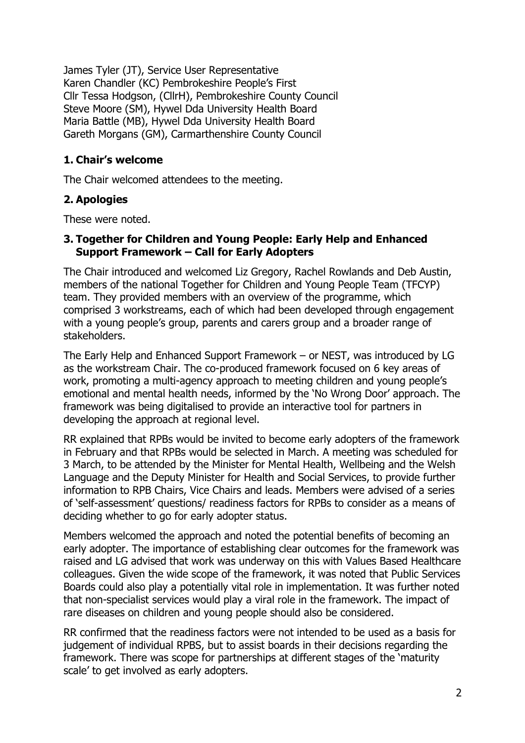James Tyler (JT), Service User Representative
Karen Chandler (KC) Pembrokeshire People's First
Cllr Tessa Hodgson, (CllrH), Pembrokeshire County Council
Steve Moore (SM), Hywel Dda University Health Board
Maria Battle (MB), Hywel Dda University Health Board
Gareth Morgans (GM), Carmarthenshire County Council

## 1. Chair's welcome

The Chair welcomed attendees to the meeting.

## 2. Apologies

These were noted.

## 3. Together for Children and Young People: Early Help and Enhanced Support Framework – Call for Early Adopters

The Chair introduced and welcomed Liz Gregory, Rachel Rowlands and Deb Austin, members of the national Together for Children and Young People Team (TFCYP) team. They provided members with an overview of the programme, which comprised 3 workstreams, each of which had been developed through engagement with a young people's group, parents and carers group and a broader range of stakeholders.

The Early Help and Enhanced Support Framework – or NEST, was introduced by LG as the workstream Chair. The co-produced framework focused on 6 key areas of work, promoting a multi-agency approach to meeting children and young people's emotional and mental health needs, informed by the 'No Wrong Door' approach. The framework was being digitalised to provide an interactive tool for partners in developing the approach at regional level.

RR explained that RPBs would be invited to become early adopters of the framework in February and that RPBs would be selected in March. A meeting was scheduled for 3 March, to be attended by the Minister for Mental Health, Wellbeing and the Welsh Language and the Deputy Minister for Health and Social Services, to provide further information to RPB Chairs, Vice Chairs and leads. Members were advised of a series of 'self-assessment' questions/ readiness factors for RPBs to consider as a means of deciding whether to go for early adopter status.

Members welcomed the approach and noted the potential benefits of becoming an early adopter. The importance of establishing clear outcomes for the framework was raised and LG advised that work was underway on this with Values Based Healthcare colleagues. Given the wide scope of the framework, it was noted that Public Services Boards could also play a potentially vital role in implementation. It was further noted that non-specialist services would play a viral role in the framework. The impact of rare diseases on children and young people should also be considered.

RR confirmed that the readiness factors were not intended to be used as a basis for judgement of individual RPBS, but to assist boards in their decisions regarding the framework. There was scope for partnerships at different stages of the 'maturity scale' to get involved as early adopters.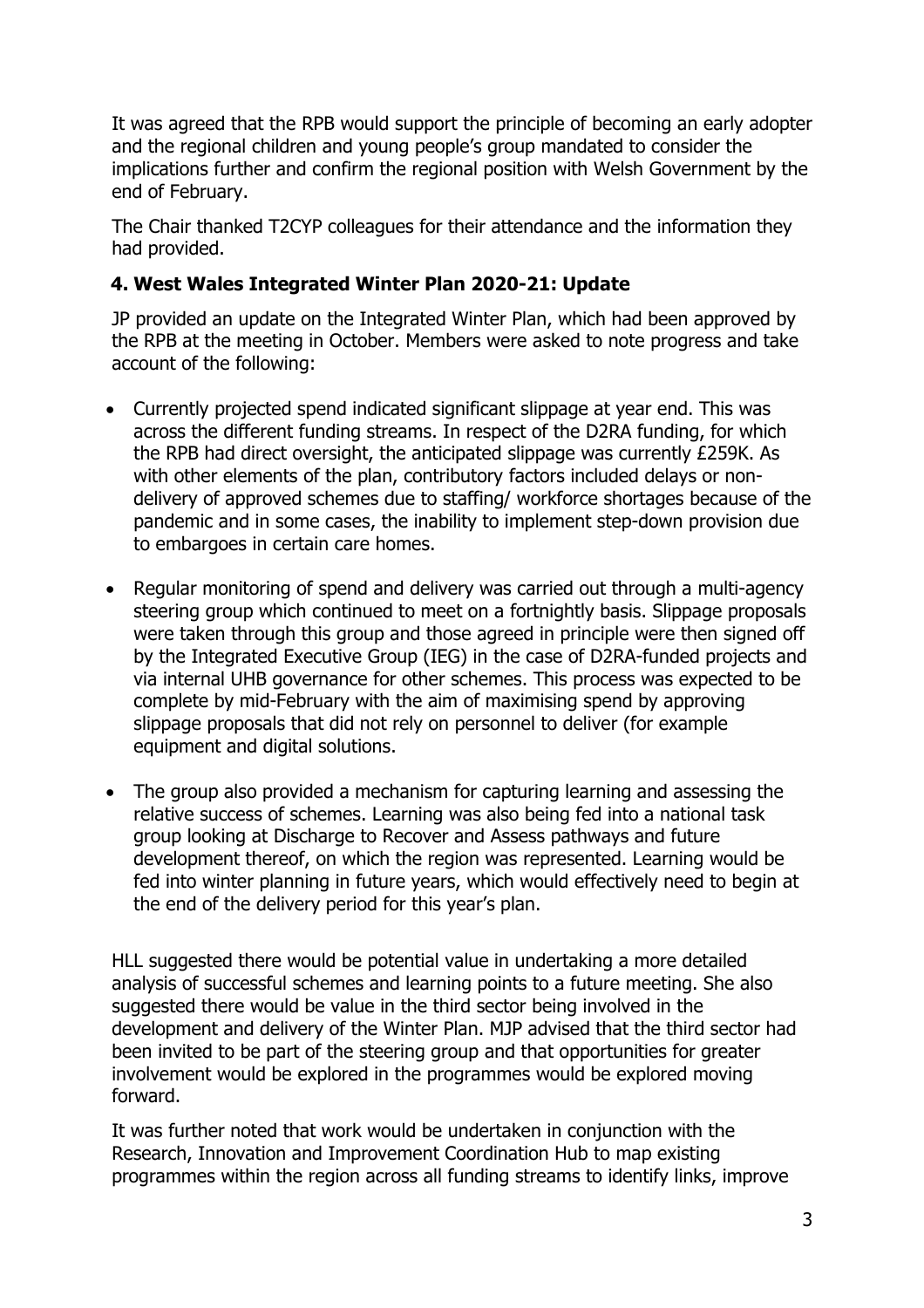It was agreed that the RPB would support the principle of becoming an early adopter and the regional children and young people's group mandated to consider the implications further and confirm the regional position with Welsh Government by the end of February.

The Chair thanked T2CYP colleagues for their attendance and the information they had provided.

### 4. West Wales Integrated Winter Plan 2020-21: Update

JP provided an update on the Integrated Winter Plan, which had been approved by the RPB at the meeting in October. Members were asked to note progress and take account of the following:

- Currently projected spend indicated significant slippage at year end. This was across the different funding streams. In respect of the D2RA funding, for which the RPB had direct oversight, the anticipated slippage was currently £259K. As with other elements of the plan, contributory factors included delays or non-delivery of approved schemes due to staffing/ workforce shortages because of the pandemic and in some cases, the inability to implement step-down provision due to embargoes in certain care homes.

- Regular monitoring of spend and delivery was carried out through a multi-agency steering group which continued to meet on a fortnightly basis. Slippage proposals were taken through this group and those agreed in principle were then signed off by the Integrated Executive Group (IEG) in the case of D2RA-funded projects and via internal UHB governance for other schemes. This process was expected to be complete by mid-February with the aim of maximising spend by approving slippage proposals that did not rely on personnel to deliver (for example equipment and digital solutions.

- The group also provided a mechanism for capturing learning and assessing the relative success of schemes. Learning was also being fed into a national task group looking at Discharge to Recover and Assess pathways and future development thereof, on which the region was represented. Learning would be fed into winter planning in future years, which would effectively need to begin at the end of the delivery period for this year's plan.

HLL suggested there would be potential value in undertaking a more detailed analysis of successful schemes and learning points to a future meeting. She also suggested there would be value in the third sector being involved in the development and delivery of the Winter Plan. MJP advised that the third sector had been invited to be part of the steering group and that opportunities for greater involvement would be explored in the programmes would be explored moving forward.

It was further noted that work would be undertaken in conjunction with the Research, Innovation and Improvement Coordination Hub to map existing programmes within the region across all funding streams to identify links, improve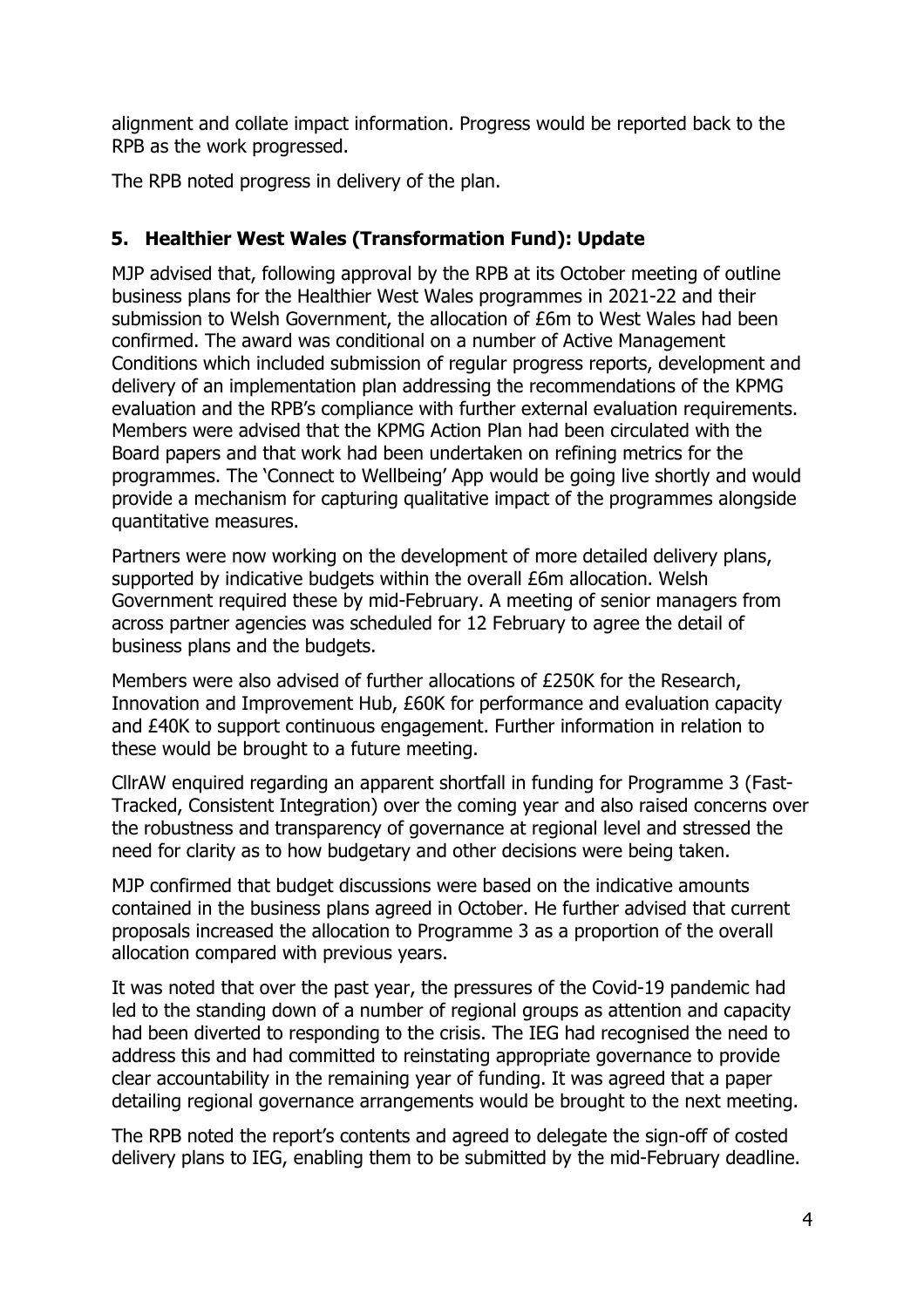alignment and collate impact information. Progress would be reported back to the RPB as the work progressed.

The RPB noted progress in delivery of the plan.

## 5. Healthier West Wales (Transformation Fund): Update

MJP advised that, following approval by the RPB at its October meeting of outline business plans for the Healthier West Wales programmes in 2021-22 and their submission to Welsh Government, the allocation of £6m to West Wales had been confirmed. The award was conditional on a number of Active Management Conditions which included submission of regular progress reports, development and delivery of an implementation plan addressing the recommendations of the KPMG evaluation and the RPB's compliance with further external evaluation requirements. Members were advised that the KPMG Action Plan had been circulated with the Board papers and that work had been undertaken on refining metrics for the programmes. The 'Connect to Wellbeing' App would be going live shortly and would provide a mechanism for capturing qualitative impact of the programmes alongside quantitative measures.

Partners were now working on the development of more detailed delivery plans, supported by indicative budgets within the overall £6m allocation. Welsh Government required these by mid-February. A meeting of senior managers from across partner agencies was scheduled for 12 February to agree the detail of business plans and the budgets.

Members were also advised of further allocations of £250K for the Research, Innovation and Improvement Hub, £60K for performance and evaluation capacity and £40K to support continuous engagement. Further information in relation to these would be brought to a future meeting.

CllrAW enquired regarding an apparent shortfall in funding for Programme 3 (Fast-Tracked, Consistent Integration) over the coming year and also raised concerns over the robustness and transparency of governance at regional level and stressed the need for clarity as to how budgetary and other decisions were being taken.

MJP confirmed that budget discussions were based on the indicative amounts contained in the business plans agreed in October. He further advised that current proposals increased the allocation to Programme 3 as a proportion of the overall allocation compared with previous years.

It was noted that over the past year, the pressures of the Covid-19 pandemic had led to the standing down of a number of regional groups as attention and capacity had been diverted to responding to the crisis. The IEG had recognised the need to address this and had committed to reinstating appropriate governance to provide clear accountability in the remaining year of funding. It was agreed that a paper detailing regional governance arrangements would be brought to the next meeting.

The RPB noted the report's contents and agreed to delegate the sign-off of costed delivery plans to IEG, enabling them to be submitted by the mid-February deadline.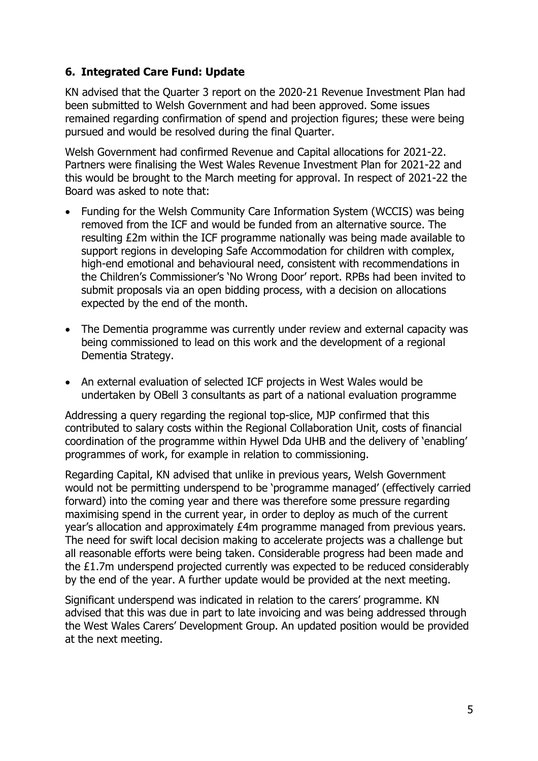## 6. Integrated Care Fund: Update

KN advised that the Quarter 3 report on the 2020-21 Revenue Investment Plan had been submitted to Welsh Government and had been approved. Some issues remained regarding confirmation of spend and projection figures; these were being pursued and would be resolved during the final Quarter.

Welsh Government had confirmed Revenue and Capital allocations for 2021-22. Partners were finalising the West Wales Revenue Investment Plan for 2021-22 and this would be brought to the March meeting for approval. In respect of 2021-22 the Board was asked to note that:

- Funding for the Welsh Community Care Information System (WCCIS) was being removed from the ICF and would be funded from an alternative source. The resulting £2m within the ICF programme nationally was being made available to support regions in developing Safe Accommodation for children with complex, high-end emotional and behavioural need, consistent with recommendations in the Children's Commissioner's 'No Wrong Door' report. RPBs had been invited to submit proposals via an open bidding process, with a decision on allocations expected by the end of the month.
- The Dementia programme was currently under review and external capacity was being commissioned to lead on this work and the development of a regional Dementia Strategy.
- An external evaluation of selected ICF projects in West Wales would be undertaken by OBell 3 consultants as part of a national evaluation programme

Addressing a query regarding the regional top-slice, MJP confirmed that this contributed to salary costs within the Regional Collaboration Unit, costs of financial coordination of the programme within Hywel Dda UHB and the delivery of 'enabling' programmes of work, for example in relation to commissioning.

Regarding Capital, KN advised that unlike in previous years, Welsh Government would not be permitting underspend to be 'programme managed' (effectively carried forward) into the coming year and there was therefore some pressure regarding maximising spend in the current year, in order to deploy as much of the current year's allocation and approximately £4m programme managed from previous years. The need for swift local decision making to accelerate projects was a challenge but all reasonable efforts were being taken. Considerable progress had been made and the £1.7m underspend projected currently was expected to be reduced considerably by the end of the year. A further update would be provided at the next meeting.

Significant underspend was indicated in relation to the carers' programme. KN advised that this was due in part to late invoicing and was being addressed through the West Wales Carers' Development Group. An updated position would be provided at the next meeting.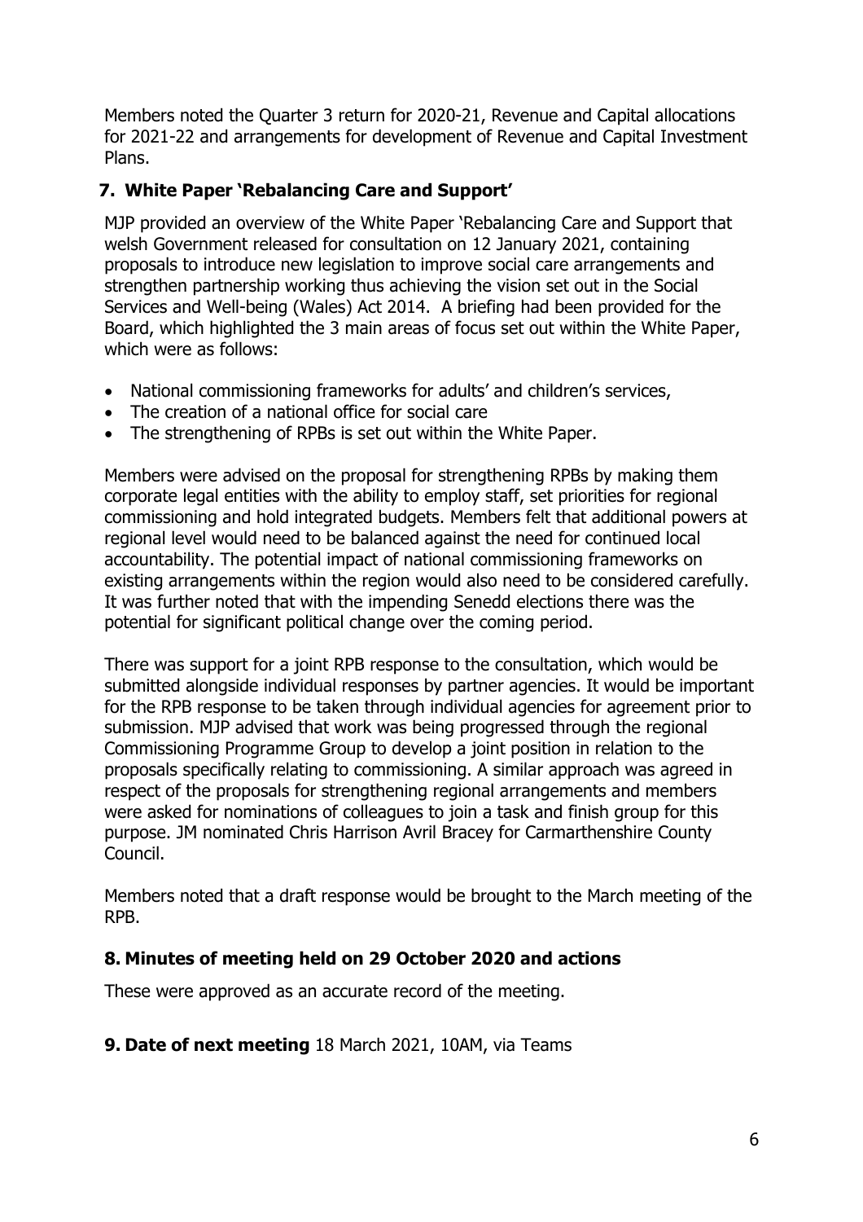Members noted the Quarter 3 return for 2020-21, Revenue and Capital allocations for 2021-22 and arrangements for development of Revenue and Capital Investment Plans.

## 7. White Paper 'Rebalancing Care and Support'

MJP provided an overview of the White Paper 'Rebalancing Care and Support that welsh Government released for consultation on 12 January 2021, containing proposals to introduce new legislation to improve social care arrangements and strengthen partnership working thus achieving the vision set out in the Social Services and Well-being (Wales) Act 2014. A briefing had been provided for the Board, which highlighted the 3 main areas of focus set out within the White Paper, which were as follows:

- National commissioning frameworks for adults' and children's services,
- The creation of a national office for social care
- The strengthening of RPBs is set out within the White Paper.

Members were advised on the proposal for strengthening RPBs by making them corporate legal entities with the ability to employ staff, set priorities for regional commissioning and hold integrated budgets. Members felt that additional powers at regional level would need to be balanced against the need for continued local accountability. The potential impact of national commissioning frameworks on existing arrangements within the region would also need to be considered carefully. It was further noted that with the impending Senedd elections there was the potential for significant political change over the coming period.

There was support for a joint RPB response to the consultation, which would be submitted alongside individual responses by partner agencies. It would be important for the RPB response to be taken through individual agencies for agreement prior to submission. MJP advised that work was being progressed through the regional Commissioning Programme Group to develop a joint position in relation to the proposals specifically relating to commissioning. A similar approach was agreed in respect of the proposals for strengthening regional arrangements and members were asked for nominations of colleagues to join a task and finish group for this purpose. JM nominated Chris Harrison Avril Bracey for Carmarthenshire County Council.

Members noted that a draft response would be brought to the March meeting of the RPB.

## 8. Minutes of meeting held on 29 October 2020 and actions

These were approved as an accurate record of the meeting.

## 9. Date of next meeting

18 March 2021, 10AM, via Teams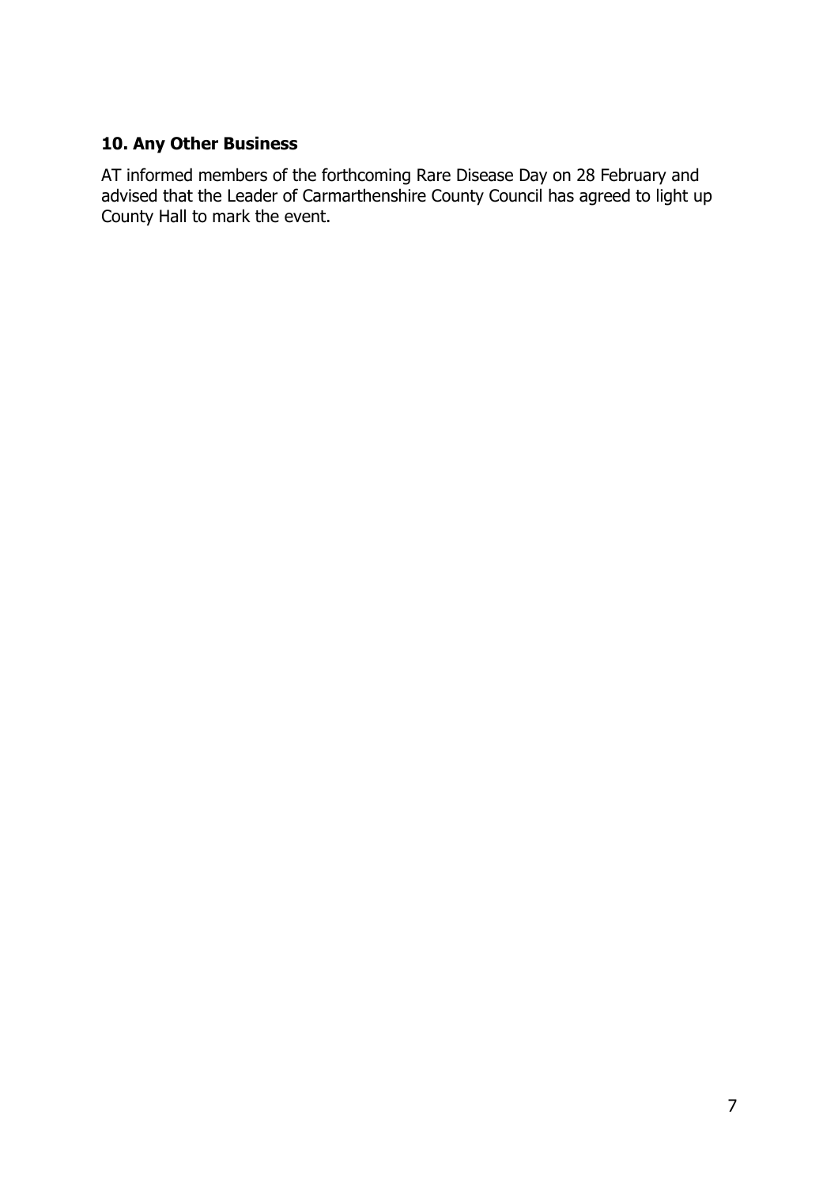## 10. Any Other Business

AT informed members of the forthcoming Rare Disease Day on 28 February and advised that the Leader of Carmarthenshire County Council has agreed to light up County Hall to mark the event.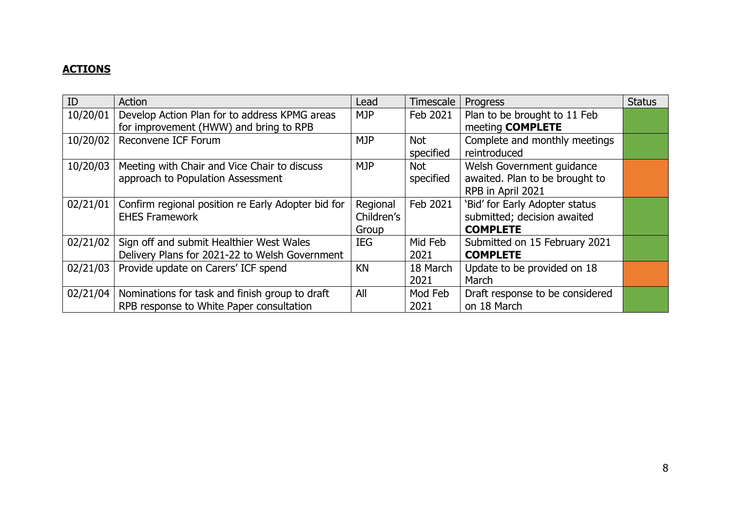**ACTIONS**

| ID | Action | Lead | Timescale | Progress | Status |
|---|---|---|---|---|---|
| 10/20/01 | Develop Action Plan for to address KPMG areas for improvement (HWW) and bring to RPB | MJP | Feb 2021 | Plan to be brought to 11 Feb meeting **COMPLETE** | |
| 10/20/02 | Reconvene ICF Forum | MJP | Not specified | Complete and monthly meetings reintroduced | |
| 10/20/03 | Meeting with Chair and Vice Chair to discuss approach to Population Assessment | MJP | Not specified | Welsh Government guidance awaited. Plan to be brought to RPB in April 2021 | |
| 02/21/01 | Confirm regional position re Early Adopter bid for EHES Framework | Regional Children's Group | Feb 2021 | 'Bid' for Early Adopter status submitted; decision awaited **COMPLETE** | |
| 02/21/02 | Sign off and submit Healthier West Wales Delivery Plans for 2021-22 to Welsh Government | IEG | Mid Feb 2021 | Submitted on 15 February 2021 **COMPLETE** | |
| 02/21/03 | Provide update on Carers' ICF spend | KN | 18 March 2021 | Update to be provided on 18 March | |
| 02/21/04 | Nominations for task and finish group to draft RPB response to White Paper consultation | All | Mod Feb 2021 | Draft response to be considered on 18 March | |